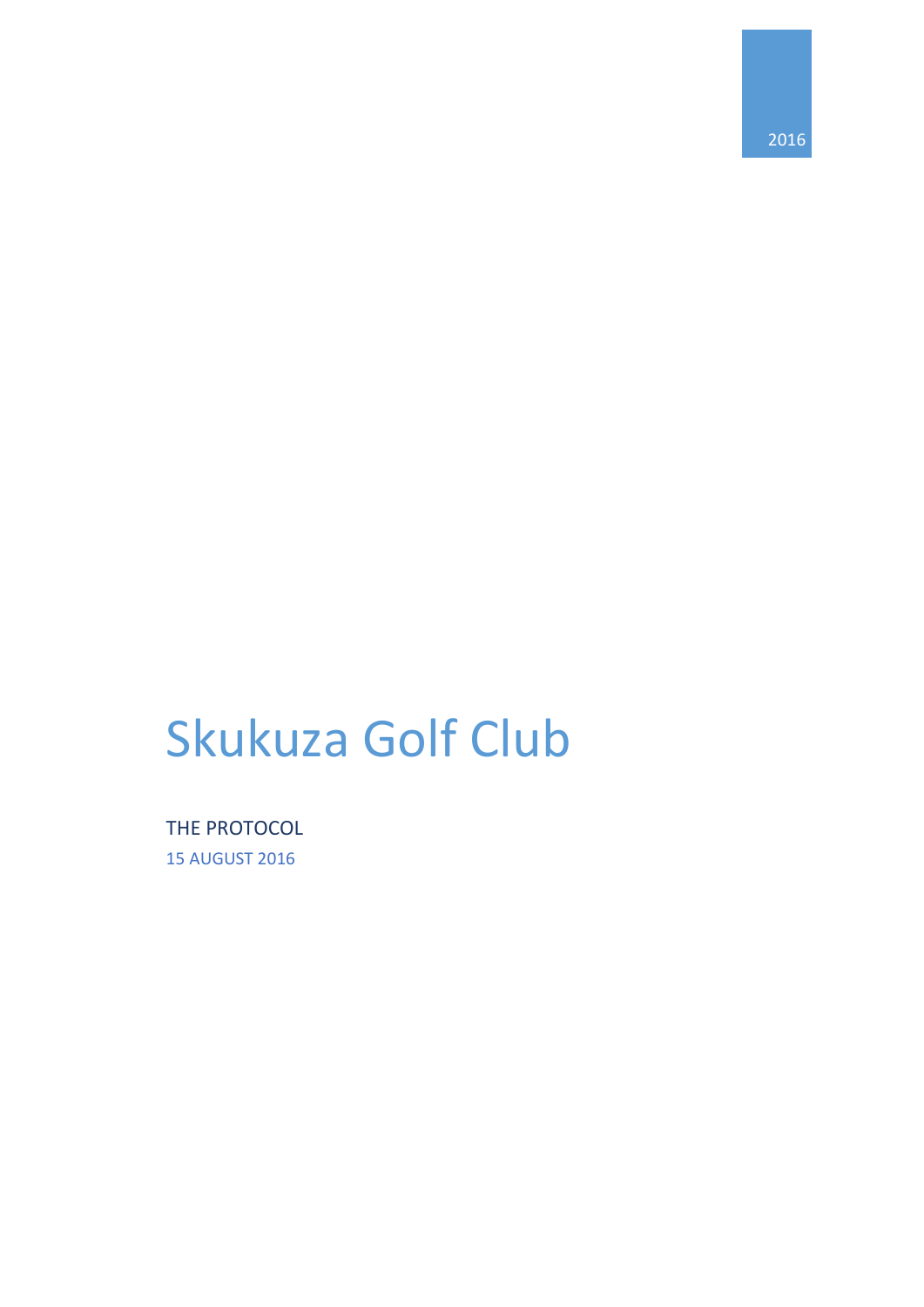2016

# Skukuza Golf Club

THE PROTOCOL

15 AUGUST 2016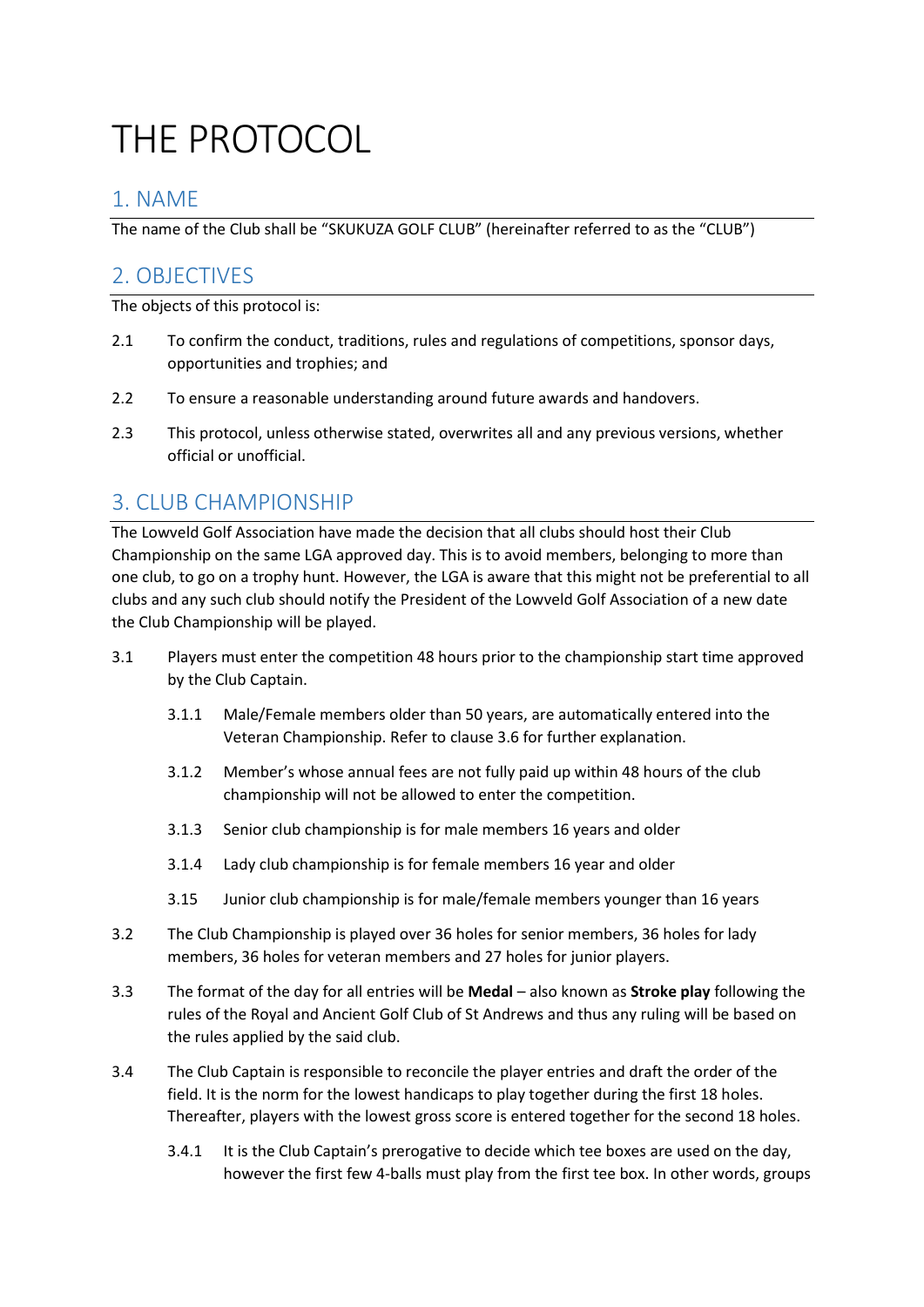# THE PROTOCOL

## 1. NAME

The name of the Club shall be "SKUKUZA GOLF CLUB" (hereinafter referred to as the "CLUB")

## 2. OBJECTIVES

The objects of this protocol is:

2.1 To confirm the conduct, traditions, rules and regulations of competitions, sponsor days, opportunities and trophies; and

2.2 To ensure a reasonable understanding around future awards and handovers.

2.3 This protocol, unless otherwise stated, overwrites all and any previous versions, whether official or unofficial.

## 3. CLUB CHAMPIONSHIP

The Lowveld Golf Association have made the decision that all clubs should host their Club Championship on the same LGA approved day. This is to avoid members, belonging to more than one club, to go on a trophy hunt. However, the LGA is aware that this might not be preferential to all clubs and any such club should notify the President of the Lowveld Golf Association of a new date the Club Championship will be played.

3.1 Players must enter the competition 48 hours prior to the championship start time approved by the Club Captain.

3.1.1 Male/Female members older than 50 years, are automatically entered into the Veteran Championship. Refer to clause 3.6 for further explanation.

3.1.2 Member's whose annual fees are not fully paid up within 48 hours of the club championship will not be allowed to enter the competition.

3.1.3 Senior club championship is for male members 16 years and older

3.1.4 Lady club championship is for female members 16 year and older

3.15 Junior club championship is for male/female members younger than 16 years

3.2 The Club Championship is played over 36 holes for senior members, 36 holes for lady members, 36 holes for veteran members and 27 holes for junior players.

3.3 The format of the day for all entries will be **Medal** – also known as **Stroke play** following the rules of the Royal and Ancient Golf Club of St Andrews and thus any ruling will be based on the rules applied by the said club.

3.4 The Club Captain is responsible to reconcile the player entries and draft the order of the field. It is the norm for the lowest handicaps to play together during the first 18 holes. Thereafter, players with the lowest gross score is entered together for the second 18 holes.

3.4.1 It is the Club Captain's prerogative to decide which tee boxes are used on the day, however the first few 4-balls must play from the first tee box. In other words, groups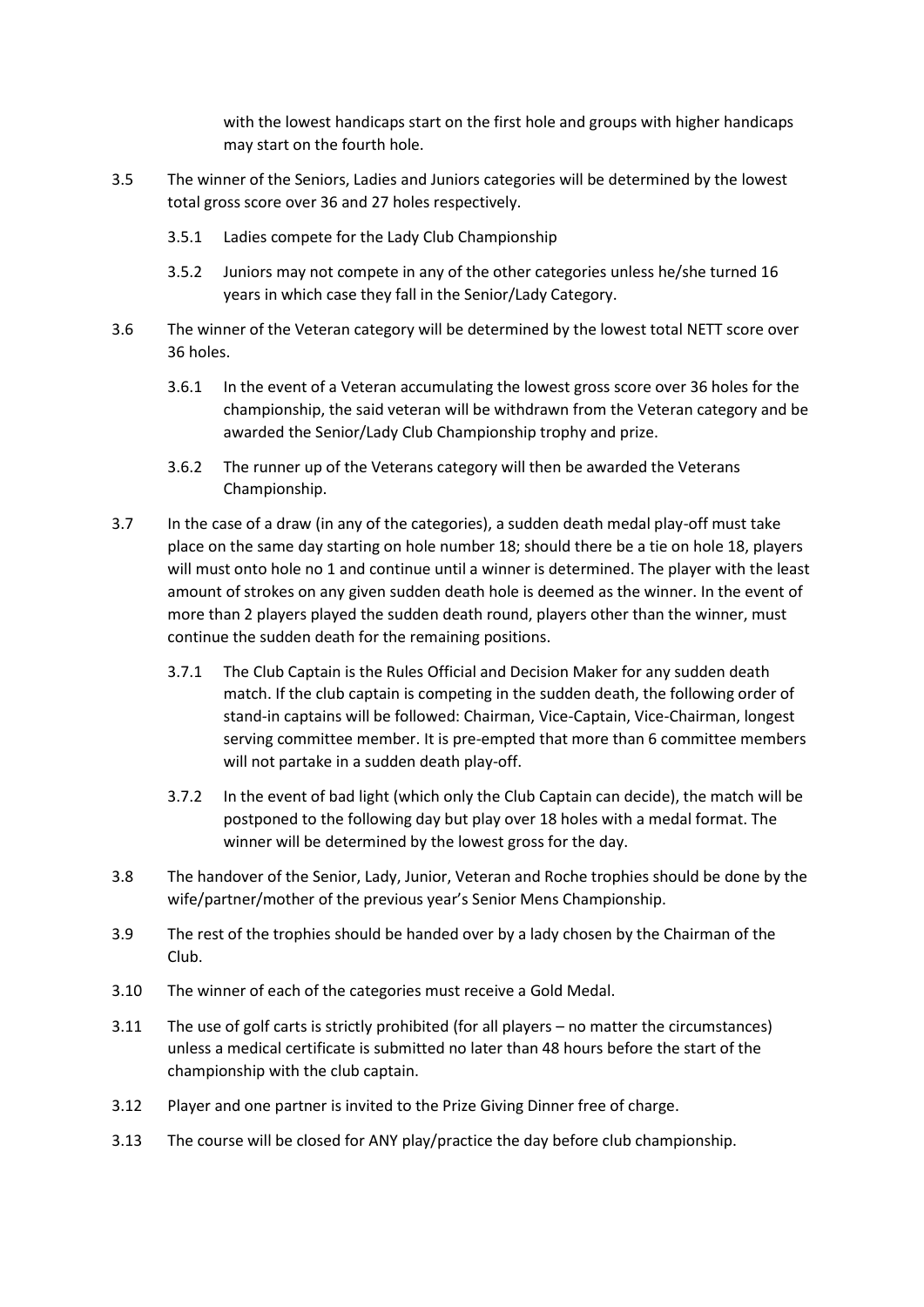with the lowest handicaps start on the first hole and groups with higher handicaps may start on the fourth hole.

3.5 The winner of the Seniors, Ladies and Juniors categories will be determined by the lowest total gross score over 36 and 27 holes respectively.

 3.5.1 Ladies compete for the Lady Club Championship

 3.5.2 Juniors may not compete in any of the other categories unless he/she turned 16 years in which case they fall in the Senior/Lady Category.

3.6 The winner of the Veteran category will be determined by the lowest total NETT score over 36 holes.

 3.6.1 In the event of a Veteran accumulating the lowest gross score over 36 holes for the championship, the said veteran will be withdrawn from the Veteran category and be awarded the Senior/Lady Club Championship trophy and prize.

 3.6.2 The runner up of the Veterans category will then be awarded the Veterans Championship.

3.7 In the case of a draw (in any of the categories), a sudden death medal play-off must take place on the same day starting on hole number 18; should there be a tie on hole 18, players will must onto hole no 1 and continue until a winner is determined. The player with the least amount of strokes on any given sudden death hole is deemed as the winner. In the event of more than 2 players played the sudden death round, players other than the winner, must continue the sudden death for the remaining positions.

 3.7.1 The Club Captain is the Rules Official and Decision Maker for any sudden death match. If the club captain is competing in the sudden death, the following order of stand-in captains will be followed: Chairman, Vice-Captain, Vice-Chairman, longest serving committee member. It is pre-empted that more than 6 committee members will not partake in a sudden death play-off.

 3.7.2 In the event of bad light (which only the Club Captain can decide), the match will be postponed to the following day but play over 18 holes with a medal format. The winner will be determined by the lowest gross for the day.

3.8 The handover of the Senior, Lady, Junior, Veteran and Roche trophies should be done by the wife/partner/mother of the previous year's Senior Mens Championship.

3.9 The rest of the trophies should be handed over by a lady chosen by the Chairman of the Club.

3.10 The winner of each of the categories must receive a Gold Medal.

3.11 The use of golf carts is strictly prohibited (for all players – no matter the circumstances) unless a medical certificate is submitted no later than 48 hours before the start of the championship with the club captain.

3.12 Player and one partner is invited to the Prize Giving Dinner free of charge.

3.13 The course will be closed for ANY play/practice the day before club championship.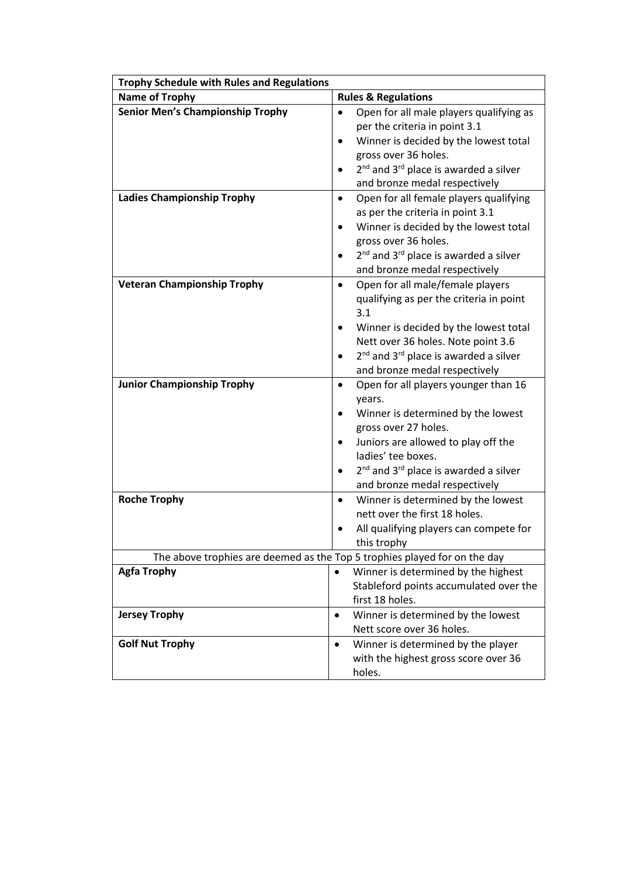| **Trophy Schedule with Rules and Regulations** | |
|---|---|
| **Name of Trophy** | **Rules & Regulations** |
| **Senior Men's Championship Trophy** | • Open for all male players qualifying as per the criteria in point 3.1<br>• Winner is decided by the lowest total gross over 36 holes.<br>• 2nd and 3rd place is awarded a silver and bronze medal respectively |
| **Ladies Championship Trophy** | • Open for all female players qualifying as per the criteria in point 3.1<br>• Winner is decided by the lowest total gross over 36 holes.<br>• 2nd and 3rd place is awarded a silver and bronze medal respectively |
| **Veteran Championship Trophy** | • Open for all male/female players qualifying as per the criteria in point 3.1<br>• Winner is decided by the lowest total Nett over 36 holes. Note point 3.6<br>• 2nd and 3rd place is awarded a silver and bronze medal respectively |
| **Junior Championship Trophy** | • Open for all players younger than 16 years.<br>• Winner is determined by the lowest gross over 27 holes.<br>• Juniors are allowed to play off the ladies' tee boxes.<br>• 2nd and 3rd place is awarded a silver and bronze medal respectively |
| **Roche Trophy** | • Winner is determined by the lowest nett over the first 18 holes.<br>• All qualifying players can compete for this trophy |
| The above trophies are deemed as the Top 5 trophies played for on the day | |
| **Agfa Trophy** | • Winner is determined by the highest Stableford points accumulated over the first 18 holes. |
| **Jersey Trophy** | • Winner is determined by the lowest Nett score over 36 holes. |
| **Golf Nut Trophy** | • Winner is determined by the player with the highest gross score over 36 holes. |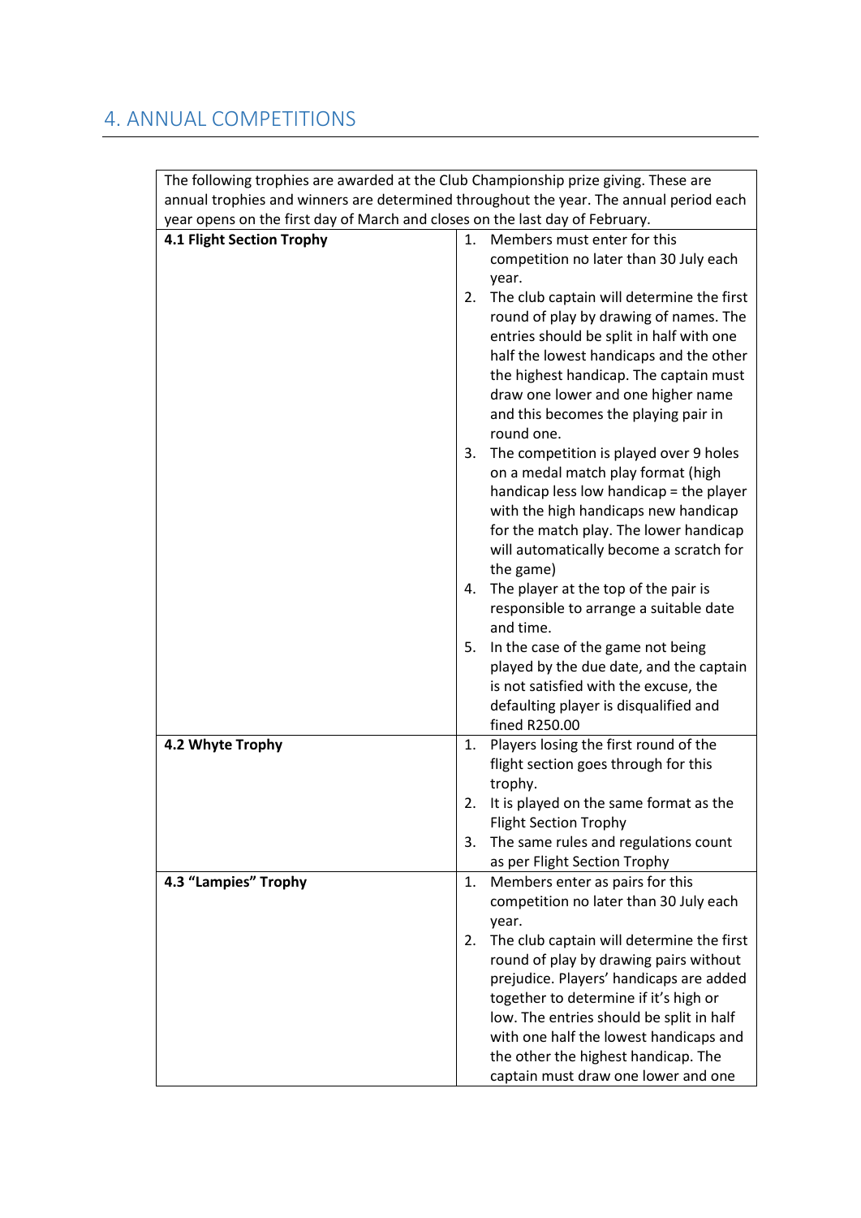## 4. ANNUAL COMPETITIONS

| The following trophies are awarded at the Club Championship prize giving. These are annual trophies and winners are determined throughout the year. The annual period each year opens on the first day of March and closes on the last day of February. | |
|---|---|
| **4.1 Flight Section Trophy** | 1. Members must enter for this competition no later than 30 July each year.<br>2. The club captain will determine the first round of play by drawing of names. The entries should be split in half with one half the lowest handicaps and the other the highest handicap. The captain must draw one lower and one higher name and this becomes the playing pair in round one.<br>3. The competition is played over 9 holes on a medal match play format (high handicap less low handicap = the player with the high handicaps new handicap for the match play. The lower handicap will automatically become a scratch for the game)<br>4. The player at the top of the pair is responsible to arrange a suitable date and time.<br>5. In the case of the game not being played by the due date, and the captain is not satisfied with the excuse, the defaulting player is disqualified and fined R250.00 |
| **4.2 Whyte Trophy** | 1. Players losing the first round of the flight section goes through for this trophy.<br>2. It is played on the same format as the Flight Section Trophy<br>3. The same rules and regulations count as per Flight Section Trophy |
| **4.3 "Lampies" Trophy** | 1. Members enter as pairs for this competition no later than 30 July each year.<br>2. The club captain will determine the first round of play by drawing pairs without prejudice. Players' handicaps are added together to determine if it's high or low. The entries should be split in half with one half the lowest handicaps and the other the highest handicap. The captain must draw one lower and one |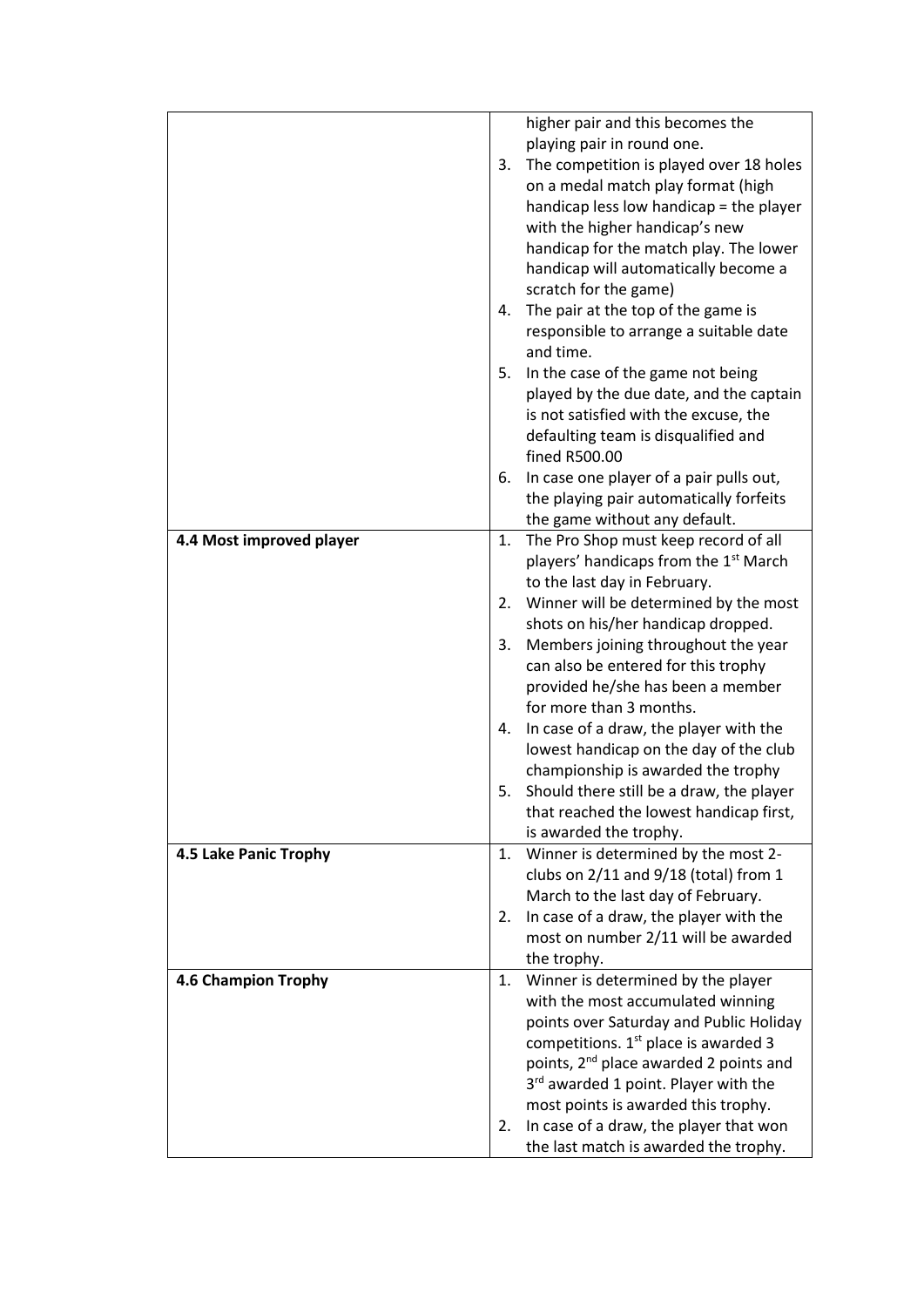| | |
|---|---|
| | higher pair and this becomes the playing pair in round one.<br>3. The competition is played over 18 holes on a medal match play format (high handicap less low handicap = the player with the higher handicap's new handicap for the match play. The lower handicap will automatically become a scratch for the game)<br>4. The pair at the top of the game is responsible to arrange a suitable date and time.<br>5. In the case of the game not being played by the due date, and the captain is not satisfied with the excuse, the defaulting team is disqualified and fined R500.00<br>6. In case one player of a pair pulls out, the playing pair automatically forfeits the game without any default. |
| **4.4 Most improved player** | 1. The Pro Shop must keep record of all players' handicaps from the 1st March to the last day in February.<br>2. Winner will be determined by the most shots on his/her handicap dropped.<br>3. Members joining throughout the year can also be entered for this trophy provided he/she has been a member for more than 3 months.<br>4. In case of a draw, the player with the lowest handicap on the day of the club championship is awarded the trophy<br>5. Should there still be a draw, the player that reached the lowest handicap first, is awarded the trophy. |
| **4.5 Lake Panic Trophy** | 1. Winner is determined by the most 2-clubs on 2/11 and 9/18 (total) from 1 March to the last day of February.<br>2. In case of a draw, the player with the most on number 2/11 will be awarded the trophy. |
| **4.6 Champion Trophy** | 1. Winner is determined by the player with the most accumulated winning points over Saturday and Public Holiday competitions. 1st place is awarded 3 points, 2nd place awarded 2 points and 3rd awarded 1 point. Player with the most points is awarded this trophy.<br>2. In case of a draw, the player that won the last match is awarded the trophy. |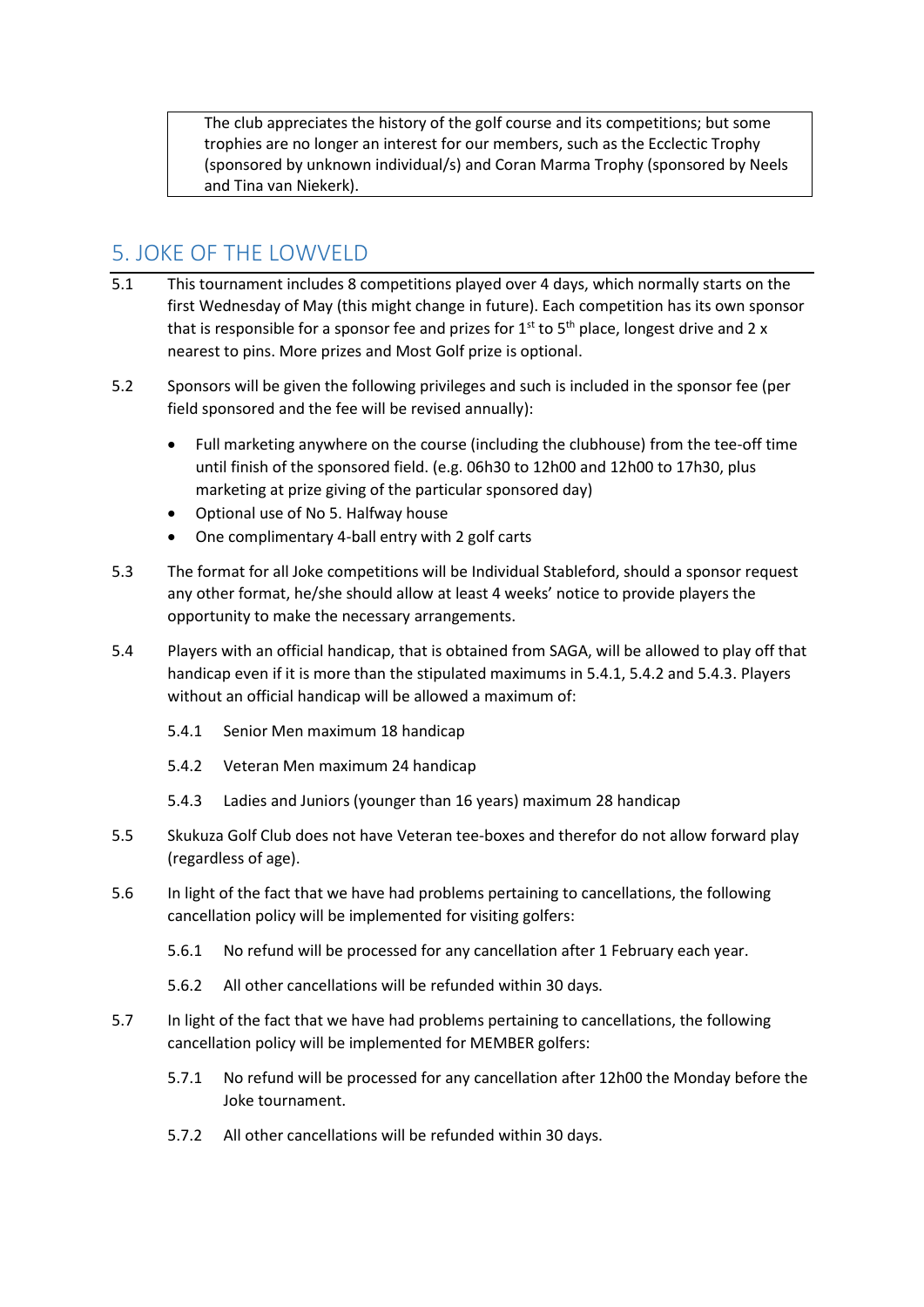> The club appreciates the history of the golf course and its competitions; but some trophies are no longer an interest for our members, such as the Ecclectic Trophy (sponsored by unknown individual/s) and Coran Marma Trophy (sponsored by Neels and Tina van Niekerk).

## 5. JOKE OF THE LOWVELD

5.1 This tournament includes 8 competitions played over 4 days, which normally starts on the first Wednesday of May (this might change in future). Each competition has its own sponsor that is responsible for a sponsor fee and prizes for 1st to 5th place, longest drive and 2 x nearest to pins. More prizes and Most Golf prize is optional.

5.2 Sponsors will be given the following privileges and such is included in the sponsor fee (per field sponsored and the fee will be revised annually):

- Full marketing anywhere on the course (including the clubhouse) from the tee-off time until finish of the sponsored field. (e.g. 06h30 to 12h00 and 12h00 to 17h30, plus marketing at prize giving of the particular sponsored day)
- Optional use of No 5. Halfway house
- One complimentary 4-ball entry with 2 golf carts

5.3 The format for all Joke competitions will be Individual Stableford, should a sponsor request any other format, he/she should allow at least 4 weeks' notice to provide players the opportunity to make the necessary arrangements.

5.4 Players with an official handicap, that is obtained from SAGA, will be allowed to play off that handicap even if it is more than the stipulated maximums in 5.4.1, 5.4.2 and 5.4.3. Players without an official handicap will be allowed a maximum of:

5.4.1 Senior Men maximum 18 handicap

5.4.2 Veteran Men maximum 24 handicap

5.4.3 Ladies and Juniors (younger than 16 years) maximum 28 handicap

5.5 Skukuza Golf Club does not have Veteran tee-boxes and therefor do not allow forward play (regardless of age).

5.6 In light of the fact that we have had problems pertaining to cancellations, the following cancellation policy will be implemented for visiting golfers:

5.6.1 No refund will be processed for any cancellation after 1 February each year.

5.6.2 All other cancellations will be refunded within 30 days.

5.7 In light of the fact that we have had problems pertaining to cancellations, the following cancellation policy will be implemented for MEMBER golfers:

5.7.1 No refund will be processed for any cancellation after 12h00 the Monday before the Joke tournament.

5.7.2 All other cancellations will be refunded within 30 days.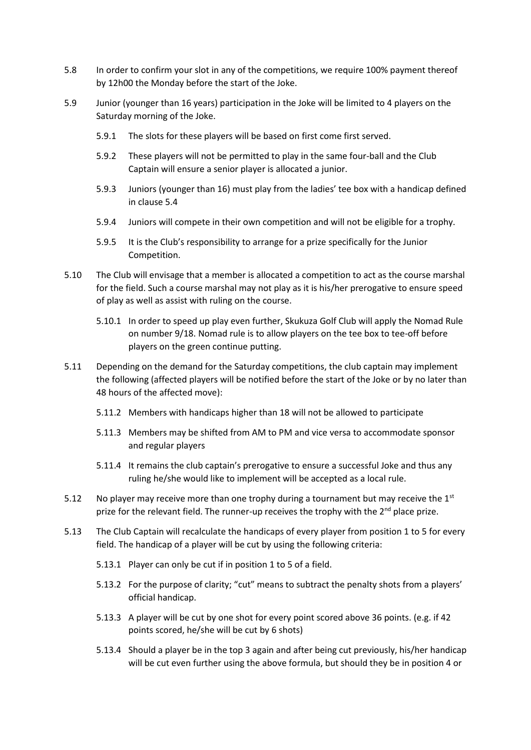5.8 In order to confirm your slot in any of the competitions, we require 100% payment thereof by 12h00 the Monday before the start of the Joke.

5.9 Junior (younger than 16 years) participation in the Joke will be limited to 4 players on the Saturday morning of the Joke.

5.9.1 The slots for these players will be based on first come first served.

5.9.2 These players will not be permitted to play in the same four-ball and the Club Captain will ensure a senior player is allocated a junior.

5.9.3 Juniors (younger than 16) must play from the ladies' tee box with a handicap defined in clause 5.4

5.9.4 Juniors will compete in their own competition and will not be eligible for a trophy.

5.9.5 It is the Club's responsibility to arrange for a prize specifically for the Junior Competition.

5.10 The Club will envisage that a member is allocated a competition to act as the course marshal for the field. Such a course marshal may not play as it is his/her prerogative to ensure speed of play as well as assist with ruling on the course.

5.10.1 In order to speed up play even further, Skukuza Golf Club will apply the Nomad Rule on number 9/18. Nomad rule is to allow players on the tee box to tee-off before players on the green continue putting.

5.11 Depending on the demand for the Saturday competitions, the club captain may implement the following (affected players will be notified before the start of the Joke or by no later than 48 hours of the affected move):

5.11.2 Members with handicaps higher than 18 will not be allowed to participate

5.11.3 Members may be shifted from AM to PM and vice versa to accommodate sponsor and regular players

5.11.4 It remains the club captain's prerogative to ensure a successful Joke and thus any ruling he/she would like to implement will be accepted as a local rule.

5.12 No player may receive more than one trophy during a tournament but may receive the 1st prize for the relevant field. The runner-up receives the trophy with the 2nd place prize.

5.13 The Club Captain will recalculate the handicaps of every player from position 1 to 5 for every field. The handicap of a player will be cut by using the following criteria:

5.13.1 Player can only be cut if in position 1 to 5 of a field.

5.13.2 For the purpose of clarity; "cut" means to subtract the penalty shots from a players' official handicap.

5.13.3 A player will be cut by one shot for every point scored above 36 points. (e.g. if 42 points scored, he/she will be cut by 6 shots)

5.13.4 Should a player be in the top 3 again and after being cut previously, his/her handicap will be cut even further using the above formula, but should they be in position 4 or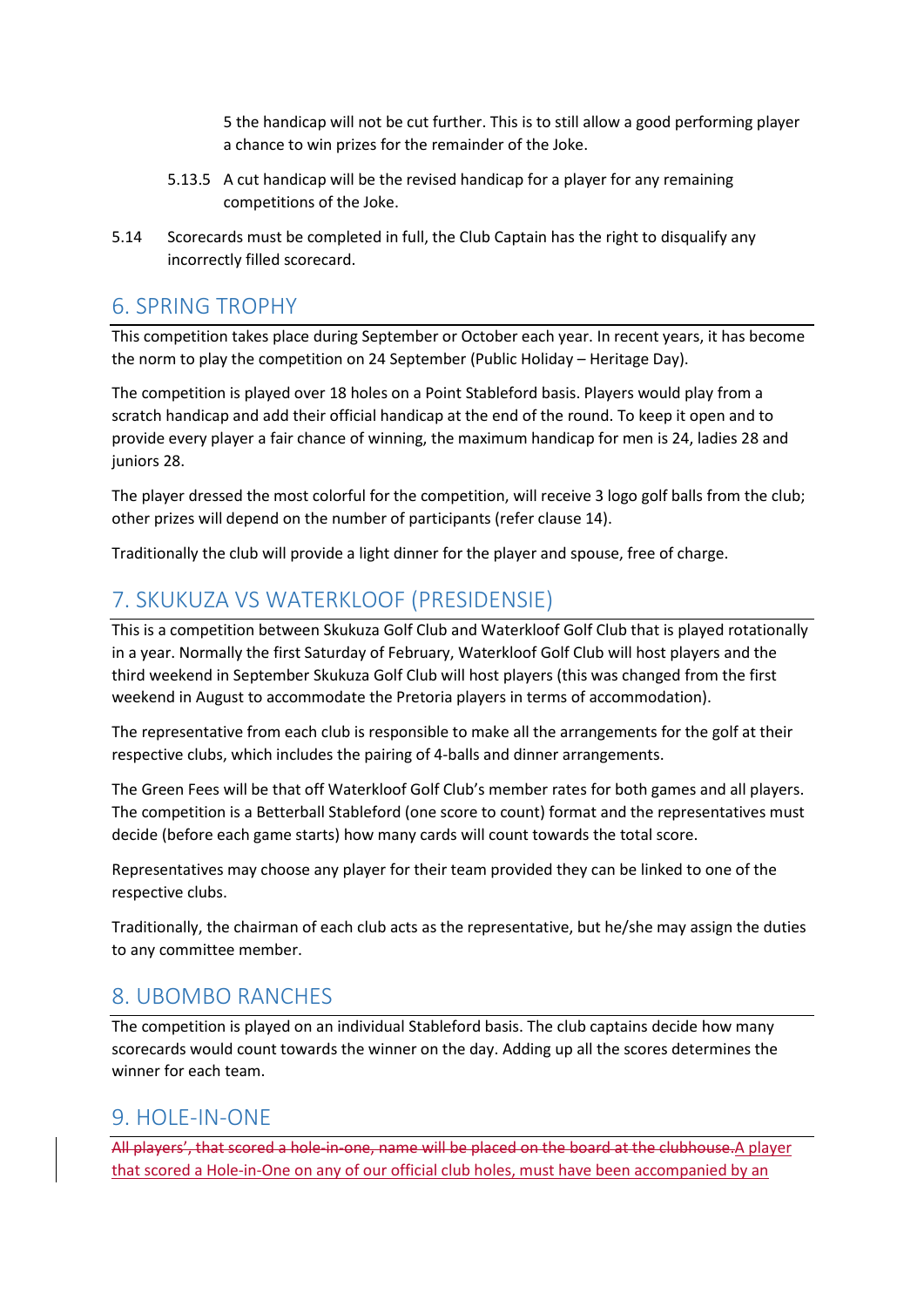5 the handicap will not be cut further. This is to still allow a good performing player a chance to win prizes for the remainder of the Joke.

5.13.5 A cut handicap will be the revised handicap for a player for any remaining competitions of the Joke.

5.14 Scorecards must be completed in full, the Club Captain has the right to disqualify any incorrectly filled scorecard.

## 6. SPRING TROPHY

This competition takes place during September or October each year. In recent years, it has become the norm to play the competition on 24 September (Public Holiday – Heritage Day).

The competition is played over 18 holes on a Point Stableford basis. Players would play from a scratch handicap and add their official handicap at the end of the round. To keep it open and to provide every player a fair chance of winning, the maximum handicap for men is 24, ladies 28 and juniors 28.

The player dressed the most colorful for the competition, will receive 3 logo golf balls from the club; other prizes will depend on the number of participants (refer clause 14).

Traditionally the club will provide a light dinner for the player and spouse, free of charge.

## 7. SKUKUZA VS WATERKLOOF (PRESIDENSIE)

This is a competition between Skukuza Golf Club and Waterkloof Golf Club that is played rotationally in a year. Normally the first Saturday of February, Waterkloof Golf Club will host players and the third weekend in September Skukuza Golf Club will host players (this was changed from the first weekend in August to accommodate the Pretoria players in terms of accommodation).

The representative from each club is responsible to make all the arrangements for the golf at their respective clubs, which includes the pairing of 4-balls and dinner arrangements.

The Green Fees will be that off Waterkloof Golf Club's member rates for both games and all players. The competition is a Betterball Stableford (one score to count) format and the representatives must decide (before each game starts) how many cards will count towards the total score.

Representatives may choose any player for their team provided they can be linked to one of the respective clubs.

Traditionally, the chairman of each club acts as the representative, but he/she may assign the duties to any committee member.

## 8. UBOMBO RANCHES

The competition is played on an individual Stableford basis. The club captains decide how many scorecards would count towards the winner on the day. Adding up all the scores determines the winner for each team.

## 9. HOLE-IN-ONE

~~All players', that scored a hole-in-one, name will be placed on the board at the clubhouse.~~A player that scored a Hole-in-One on any of our official club holes, must have been accompanied by an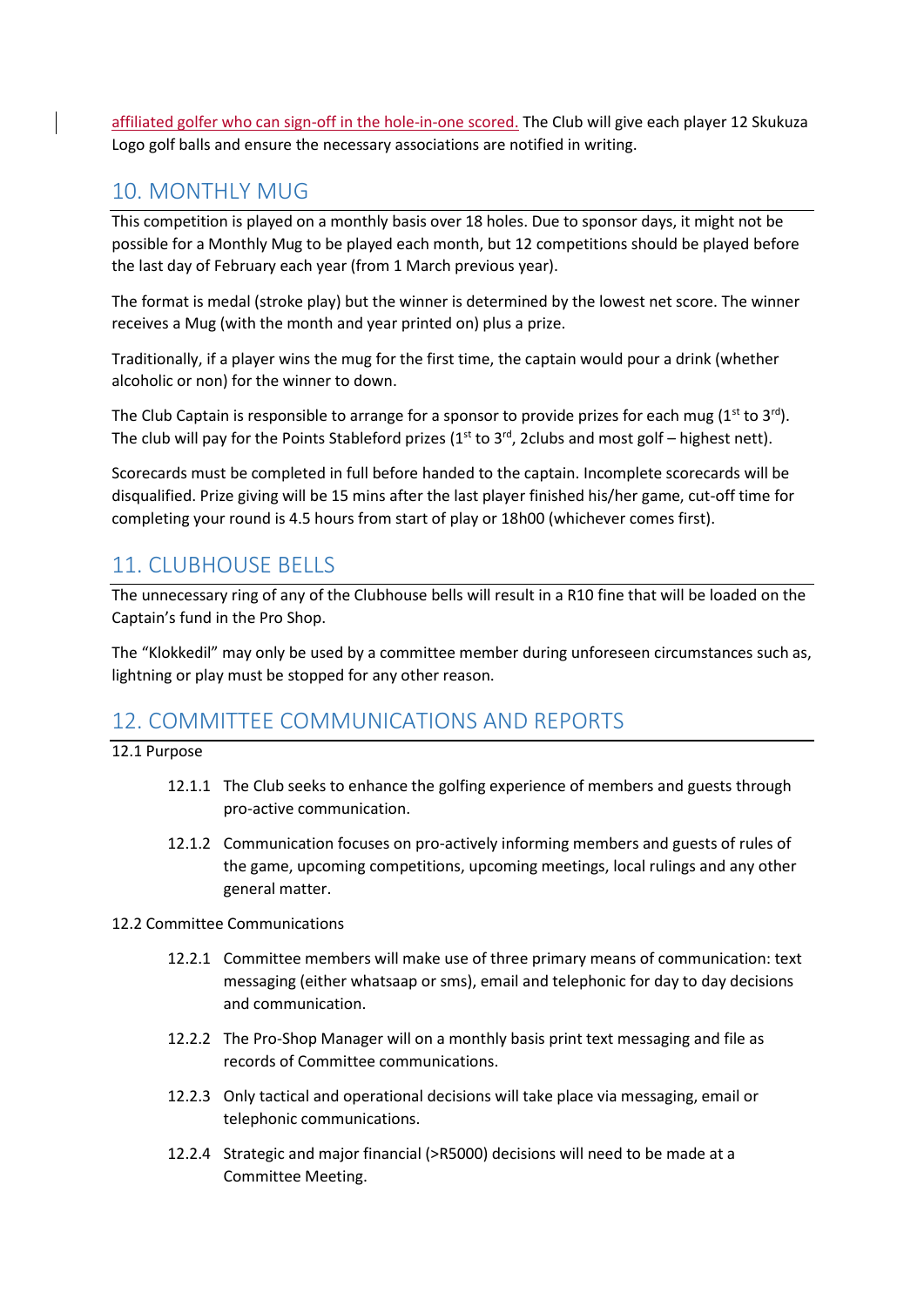affiliated golfer who can sign-off in the hole-in-one scored. The Club will give each player 12 Skukuza Logo golf balls and ensure the necessary associations are notified in writing.

## 10. MONTHLY MUG

This competition is played on a monthly basis over 18 holes. Due to sponsor days, it might not be possible for a Monthly Mug to be played each month, but 12 competitions should be played before the last day of February each year (from 1 March previous year).

The format is medal (stroke play) but the winner is determined by the lowest net score. The winner receives a Mug (with the month and year printed on) plus a prize.

Traditionally, if a player wins the mug for the first time, the captain would pour a drink (whether alcoholic or non) for the winner to down.

The Club Captain is responsible to arrange for a sponsor to provide prizes for each mug (1st to 3rd). The club will pay for the Points Stableford prizes (1st to 3rd, 2clubs and most golf – highest nett).

Scorecards must be completed in full before handed to the captain. Incomplete scorecards will be disqualified. Prize giving will be 15 mins after the last player finished his/her game, cut-off time for completing your round is 4.5 hours from start of play or 18h00 (whichever comes first).

## 11. CLUBHOUSE BELLS

The unnecessary ring of any of the Clubhouse bells will result in a R10 fine that will be loaded on the Captain's fund in the Pro Shop.

The "Klokkedil" may only be used by a committee member during unforeseen circumstances such as, lightning or play must be stopped for any other reason.

## 12. COMMITTEE COMMUNICATIONS AND REPORTS

12.1 Purpose

- 12.1.1 The Club seeks to enhance the golfing experience of members and guests through pro-active communication.
- 12.1.2 Communication focuses on pro-actively informing members and guests of rules of the game, upcoming competitions, upcoming meetings, local rulings and any other general matter.

12.2 Committee Communications

- 12.2.1 Committee members will make use of three primary means of communication: text messaging (either whatsaap or sms), email and telephonic for day to day decisions and communication.
- 12.2.2 The Pro-Shop Manager will on a monthly basis print text messaging and file as records of Committee communications.
- 12.2.3 Only tactical and operational decisions will take place via messaging, email or telephonic communications.
- 12.2.4 Strategic and major financial (>R5000) decisions will need to be made at a Committee Meeting.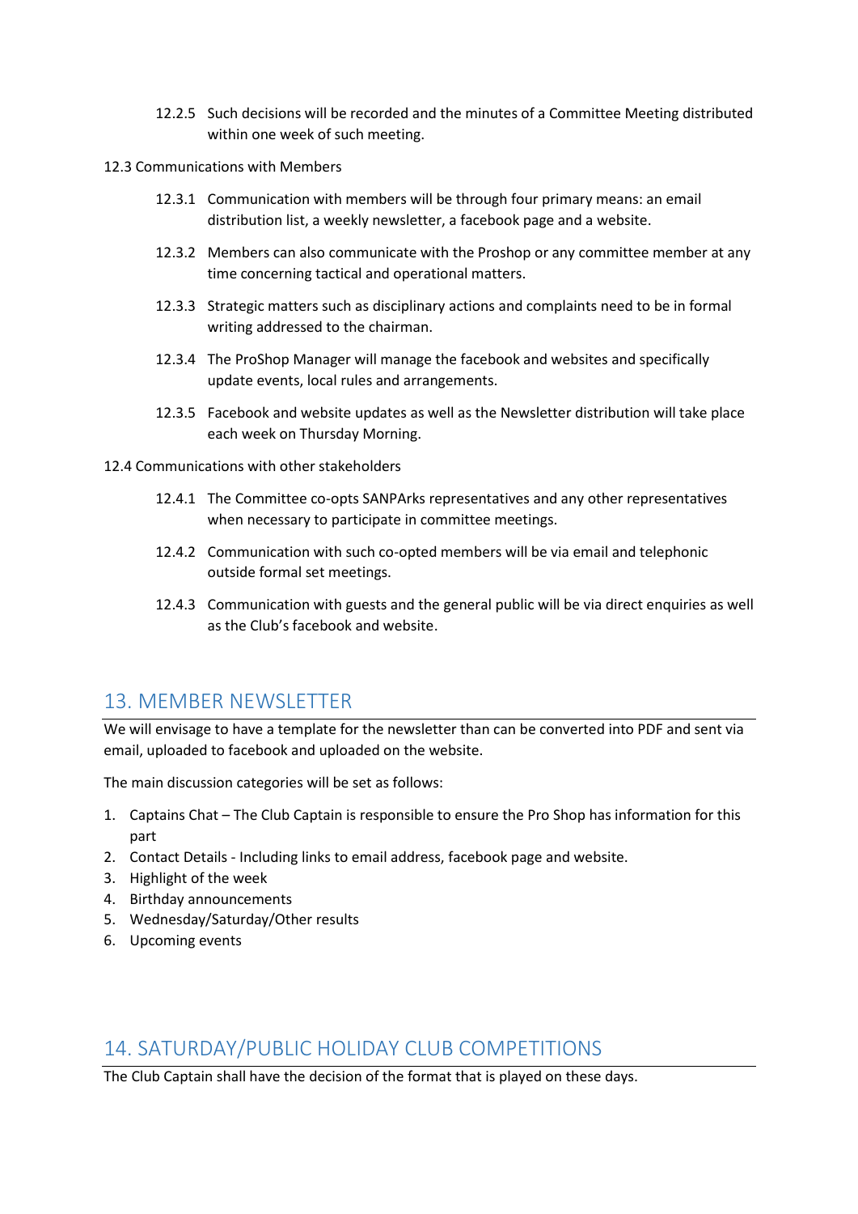12.2.5 Such decisions will be recorded and the minutes of a Committee Meeting distributed within one week of such meeting.

12.3 Communications with Members

12.3.1 Communication with members will be through four primary means: an email distribution list, a weekly newsletter, a facebook page and a website.

12.3.2 Members can also communicate with the Proshop or any committee member at any time concerning tactical and operational matters.

12.3.3 Strategic matters such as disciplinary actions and complaints need to be in formal writing addressed to the chairman.

12.3.4 The ProShop Manager will manage the facebook and websites and specifically update events, local rules and arrangements.

12.3.5 Facebook and website updates as well as the Newsletter distribution will take place each week on Thursday Morning.

12.4 Communications with other stakeholders

12.4.1 The Committee co-opts SANPArks representatives and any other representatives when necessary to participate in committee meetings.

12.4.2 Communication with such co-opted members will be via email and telephonic outside formal set meetings.

12.4.3 Communication with guests and the general public will be via direct enquiries as well as the Club's facebook and website.

## 13. MEMBER NEWSLETTER

We will envisage to have a template for the newsletter than can be converted into PDF and sent via email, uploaded to facebook and uploaded on the website.

The main discussion categories will be set as follows:

1. Captains Chat – The Club Captain is responsible to ensure the Pro Shop has information for this part
2. Contact Details - Including links to email address, facebook page and website.
3. Highlight of the week
4. Birthday announcements
5. Wednesday/Saturday/Other results
6. Upcoming events

## 14. SATURDAY/PUBLIC HOLIDAY CLUB COMPETITIONS

The Club Captain shall have the decision of the format that is played on these days.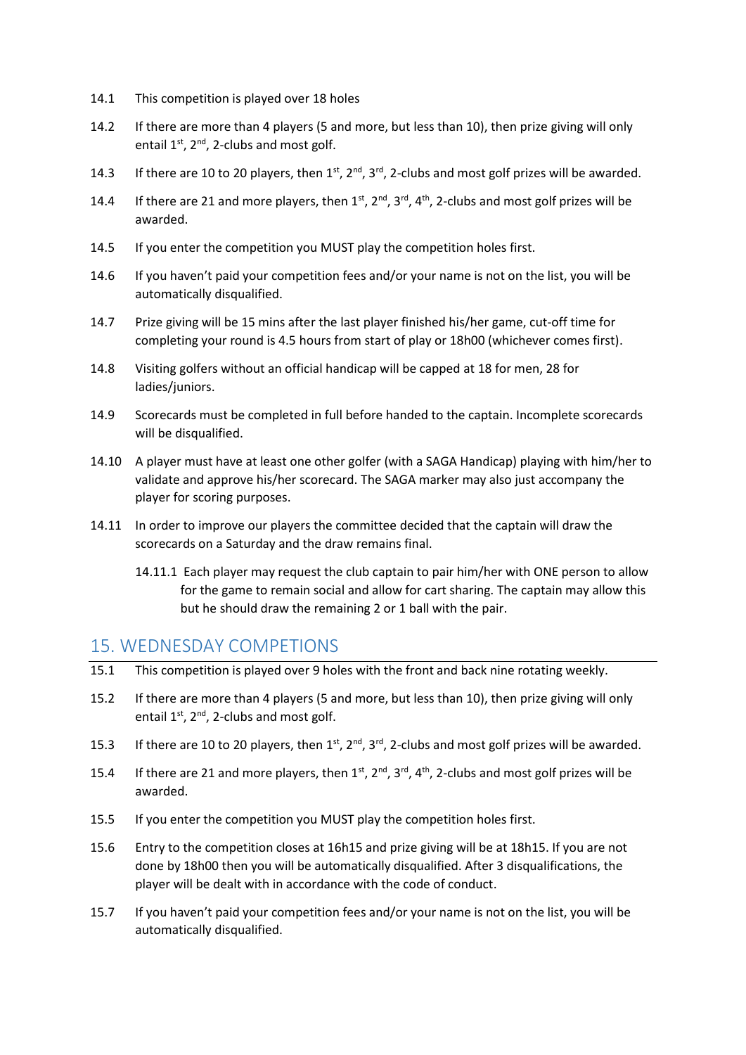14.1 This competition is played over 18 holes

14.2 If there are more than 4 players (5 and more, but less than 10), then prize giving will only entail 1st, 2nd, 2-clubs and most golf.

14.3 If there are 10 to 20 players, then 1st, 2nd, 3rd, 2-clubs and most golf prizes will be awarded.

14.4 If there are 21 and more players, then 1st, 2nd, 3rd, 4th, 2-clubs and most golf prizes will be awarded.

14.5 If you enter the competition you MUST play the competition holes first.

14.6 If you haven't paid your competition fees and/or your name is not on the list, you will be automatically disqualified.

14.7 Prize giving will be 15 mins after the last player finished his/her game, cut-off time for completing your round is 4.5 hours from start of play or 18h00 (whichever comes first).

14.8 Visiting golfers without an official handicap will be capped at 18 for men, 28 for ladies/juniors.

14.9 Scorecards must be completed in full before handed to the captain. Incomplete scorecards will be disqualified.

14.10 A player must have at least one other golfer (with a SAGA Handicap) playing with him/her to validate and approve his/her scorecard. The SAGA marker may also just accompany the player for scoring purposes.

14.11 In order to improve our players the committee decided that the captain will draw the scorecards on a Saturday and the draw remains final.

14.11.1 Each player may request the club captain to pair him/her with ONE person to allow for the game to remain social and allow for cart sharing. The captain may allow this but he should draw the remaining 2 or 1 ball with the pair.

## 15. WEDNESDAY COMPETIONS

15.1 This competition is played over 9 holes with the front and back nine rotating weekly.

15.2 If there are more than 4 players (5 and more, but less than 10), then prize giving will only entail 1st, 2nd, 2-clubs and most golf.

15.3 If there are 10 to 20 players, then 1st, 2nd, 3rd, 2-clubs and most golf prizes will be awarded.

15.4 If there are 21 and more players, then 1st, 2nd, 3rd, 4th, 2-clubs and most golf prizes will be awarded.

15.5 If you enter the competition you MUST play the competition holes first.

15.6 Entry to the competition closes at 16h15 and prize giving will be at 18h15. If you are not done by 18h00 then you will be automatically disqualified. After 3 disqualifications, the player will be dealt with in accordance with the code of conduct.

15.7 If you haven't paid your competition fees and/or your name is not on the list, you will be automatically disqualified.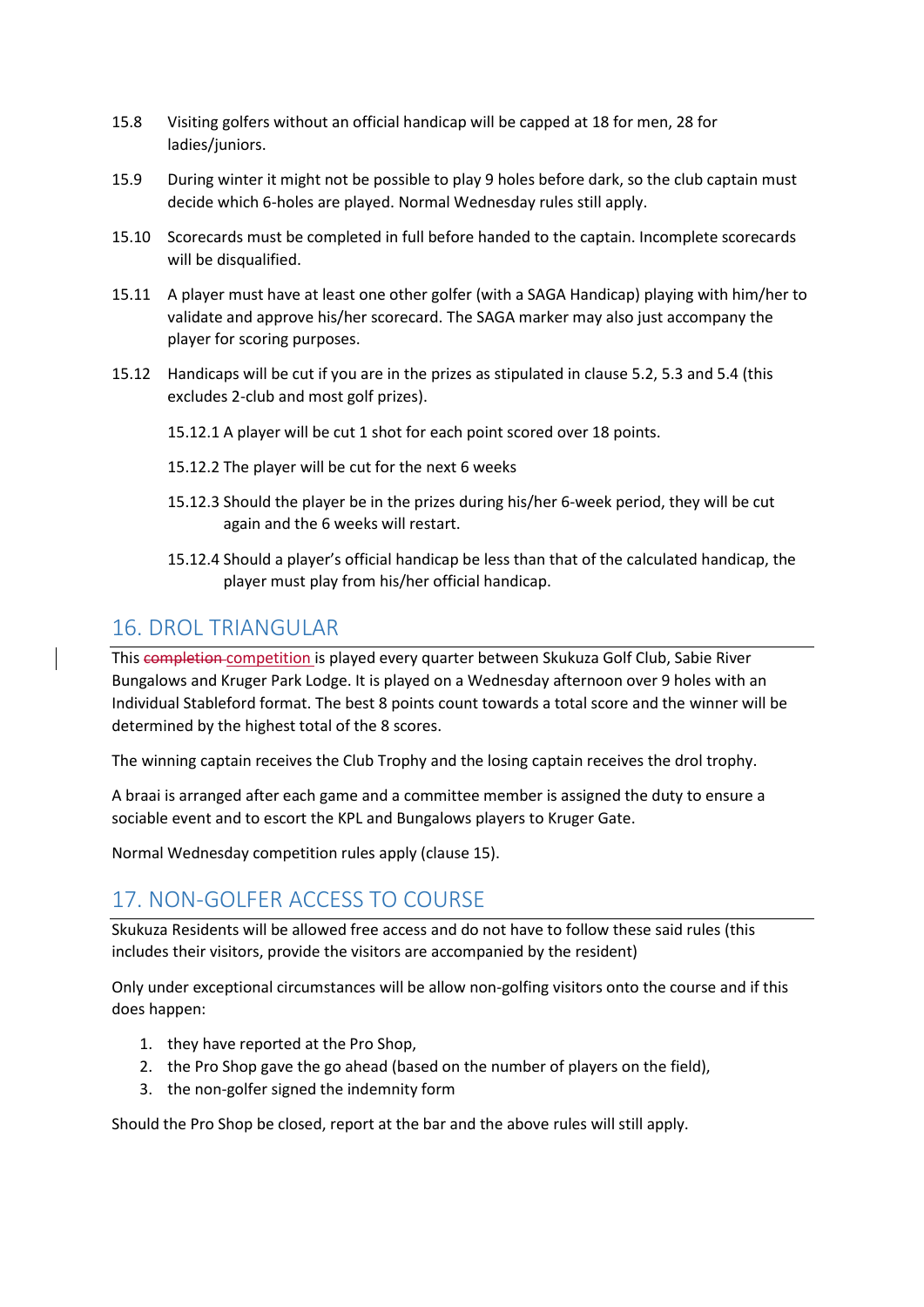15.8 Visiting golfers without an official handicap will be capped at 18 for men, 28 for ladies/juniors.

15.9 During winter it might not be possible to play 9 holes before dark, so the club captain must decide which 6-holes are played. Normal Wednesday rules still apply.

15.10 Scorecards must be completed in full before handed to the captain. Incomplete scorecards will be disqualified.

15.11 A player must have at least one other golfer (with a SAGA Handicap) playing with him/her to validate and approve his/her scorecard. The SAGA marker may also just accompany the player for scoring purposes.

15.12 Handicaps will be cut if you are in the prizes as stipulated in clause 5.2, 5.3 and 5.4 (this excludes 2-club and most golf prizes).

15.12.1 A player will be cut 1 shot for each point scored over 18 points.

15.12.2 The player will be cut for the next 6 weeks

15.12.3 Should the player be in the prizes during his/her 6-week period, they will be cut again and the 6 weeks will restart.

15.12.4 Should a player's official handicap be less than that of the calculated handicap, the player must play from his/her official handicap.

## 16. DROL TRIANGULAR

This ~~completion~~ competition is played every quarter between Skukuza Golf Club, Sabie River Bungalows and Kruger Park Lodge. It is played on a Wednesday afternoon over 9 holes with an Individual Stableford format. The best 8 points count towards a total score and the winner will be determined by the highest total of the 8 scores.

The winning captain receives the Club Trophy and the losing captain receives the drol trophy.

A braai is arranged after each game and a committee member is assigned the duty to ensure a sociable event and to escort the KPL and Bungalows players to Kruger Gate.

Normal Wednesday competition rules apply (clause 15).

## 17. NON-GOLFER ACCESS TO COURSE

Skukuza Residents will be allowed free access and do not have to follow these said rules (this includes their visitors, provide the visitors are accompanied by the resident)

Only under exceptional circumstances will be allow non-golfing visitors onto the course and if this does happen:

1. they have reported at the Pro Shop,
2. the Pro Shop gave the go ahead (based on the number of players on the field),
3. the non-golfer signed the indemnity form

Should the Pro Shop be closed, report at the bar and the above rules will still apply.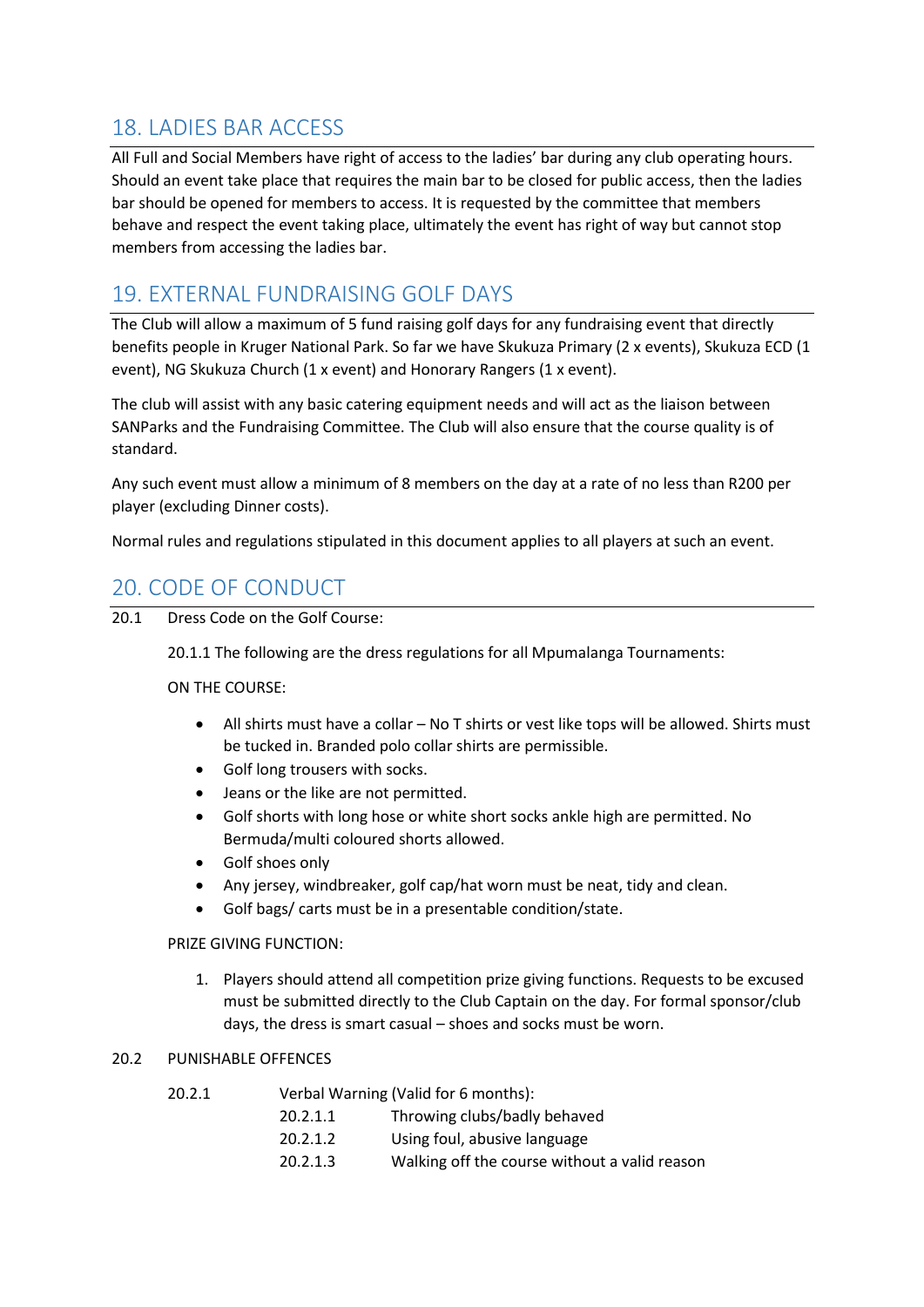## 18. LADIES BAR ACCESS

All Full and Social Members have right of access to the ladies' bar during any club operating hours. Should an event take place that requires the main bar to be closed for public access, then the ladies bar should be opened for members to access. It is requested by the committee that members behave and respect the event taking place, ultimately the event has right of way but cannot stop members from accessing the ladies bar.

## 19. EXTERNAL FUNDRAISING GOLF DAYS

The Club will allow a maximum of 5 fund raising golf days for any fundraising event that directly benefits people in Kruger National Park. So far we have Skukuza Primary (2 x events), Skukuza ECD (1 event), NG Skukuza Church (1 x event) and Honorary Rangers (1 x event).

The club will assist with any basic catering equipment needs and will act as the liaison between SANParks and the Fundraising Committee. The Club will also ensure that the course quality is of standard.

Any such event must allow a minimum of 8 members on the day at a rate of no less than R200 per player (excluding Dinner costs).

Normal rules and regulations stipulated in this document applies to all players at such an event.

## 20. CODE OF CONDUCT

20.1 Dress Code on the Golf Course:

20.1.1 The following are the dress regulations for all Mpumalanga Tournaments:

ON THE COURSE:

- All shirts must have a collar – No T shirts or vest like tops will be allowed. Shirts must be tucked in. Branded polo collar shirts are permissible.
- Golf long trousers with socks.
- Jeans or the like are not permitted.
- Golf shorts with long hose or white short socks ankle high are permitted. No Bermuda/multi coloured shorts allowed.
- Golf shoes only
- Any jersey, windbreaker, golf cap/hat worn must be neat, tidy and clean.
- Golf bags/ carts must be in a presentable condition/state.

PRIZE GIVING FUNCTION:

1. Players should attend all competition prize giving functions. Requests to be excused must be submitted directly to the Club Captain on the day. For formal sponsor/club days, the dress is smart casual – shoes and socks must be worn.

20.2 PUNISHABLE OFFENCES

20.2.1 Verbal Warning (Valid for 6 months):

20.2.1.1 Throwing clubs/badly behaved

20.2.1.2 Using foul, abusive language

20.2.1.3 Walking off the course without a valid reason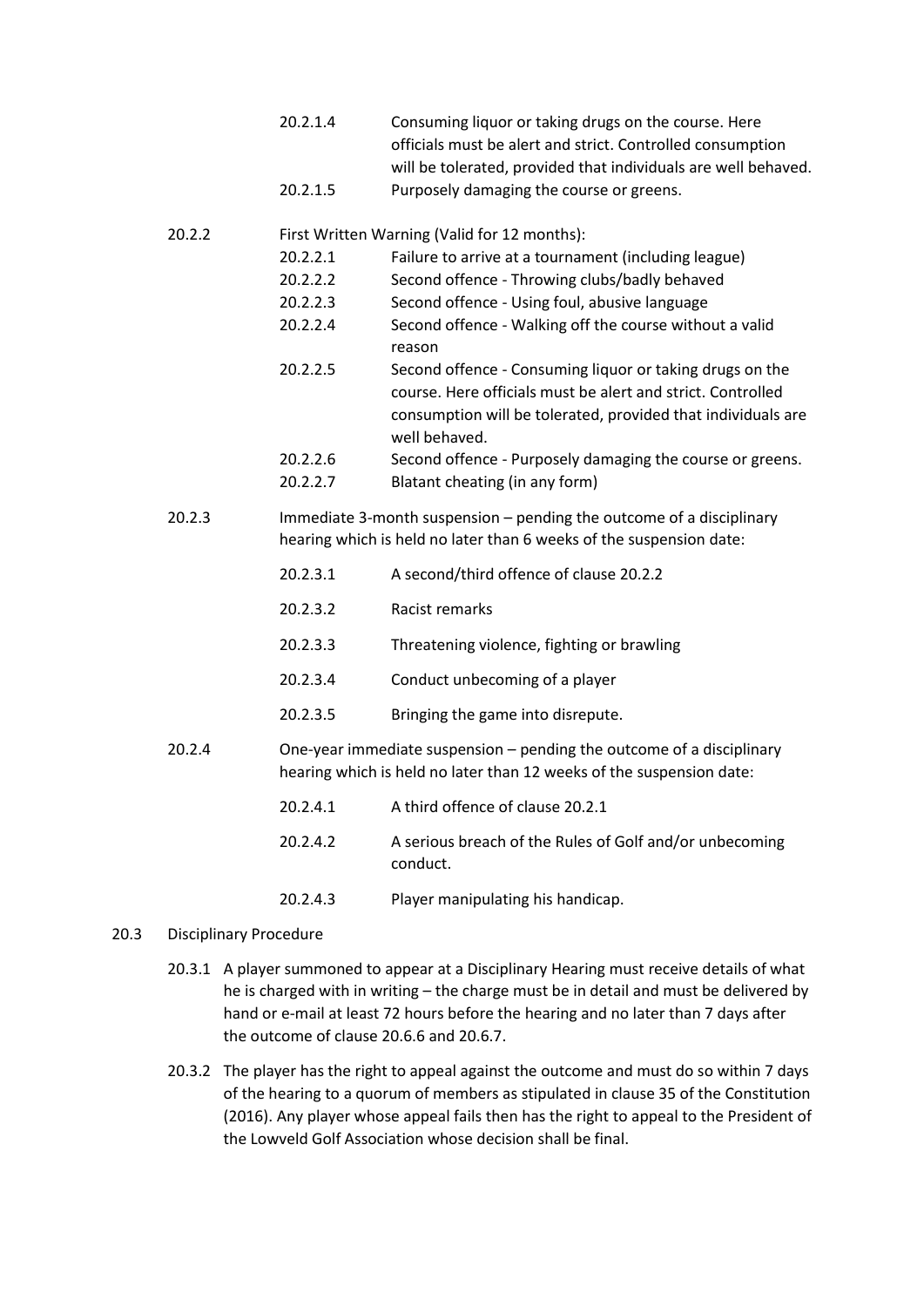20.2.1.4 Consuming liquor or taking drugs on the course. Here officials must be alert and strict. Controlled consumption will be tolerated, provided that individuals are well behaved.

20.2.1.5 Purposely damaging the course or greens.

20.2.2 First Written Warning (Valid for 12 months):

- 20.2.2.1 Failure to arrive at a tournament (including league)
- 20.2.2.2 Second offence - Throwing clubs/badly behaved
- 20.2.2.3 Second offence - Using foul, abusive language
- 20.2.2.4 Second offence - Walking off the course without a valid reason
- 20.2.2.5 Second offence - Consuming liquor or taking drugs on the course. Here officials must be alert and strict. Controlled consumption will be tolerated, provided that individuals are well behaved.
- 20.2.2.6 Second offence - Purposely damaging the course or greens.
- 20.2.2.7 Blatant cheating (in any form)

20.2.3 Immediate 3-month suspension – pending the outcome of a disciplinary hearing which is held no later than 6 weeks of the suspension date:

- 20.2.3.1 A second/third offence of clause 20.2.2
- 20.2.3.2 Racist remarks
- 20.2.3.3 Threatening violence, fighting or brawling
- 20.2.3.4 Conduct unbecoming of a player
- 20.2.3.5 Bringing the game into disrepute.

20.2.4 One-year immediate suspension – pending the outcome of a disciplinary hearing which is held no later than 12 weeks of the suspension date:

- 20.2.4.1 A third offence of clause 20.2.1
- 20.2.4.2 A serious breach of the Rules of Golf and/or unbecoming conduct.
- 20.2.4.3 Player manipulating his handicap.

## 20.3 Disciplinary Procedure

20.3.1 A player summoned to appear at a Disciplinary Hearing must receive details of what he is charged with in writing – the charge must be in detail and must be delivered by hand or e-mail at least 72 hours before the hearing and no later than 7 days after the outcome of clause 20.6.6 and 20.6.7.

20.3.2 The player has the right to appeal against the outcome and must do so within 7 days of the hearing to a quorum of members as stipulated in clause 35 of the Constitution (2016). Any player whose appeal fails then has the right to appeal to the President of the Lowveld Golf Association whose decision shall be final.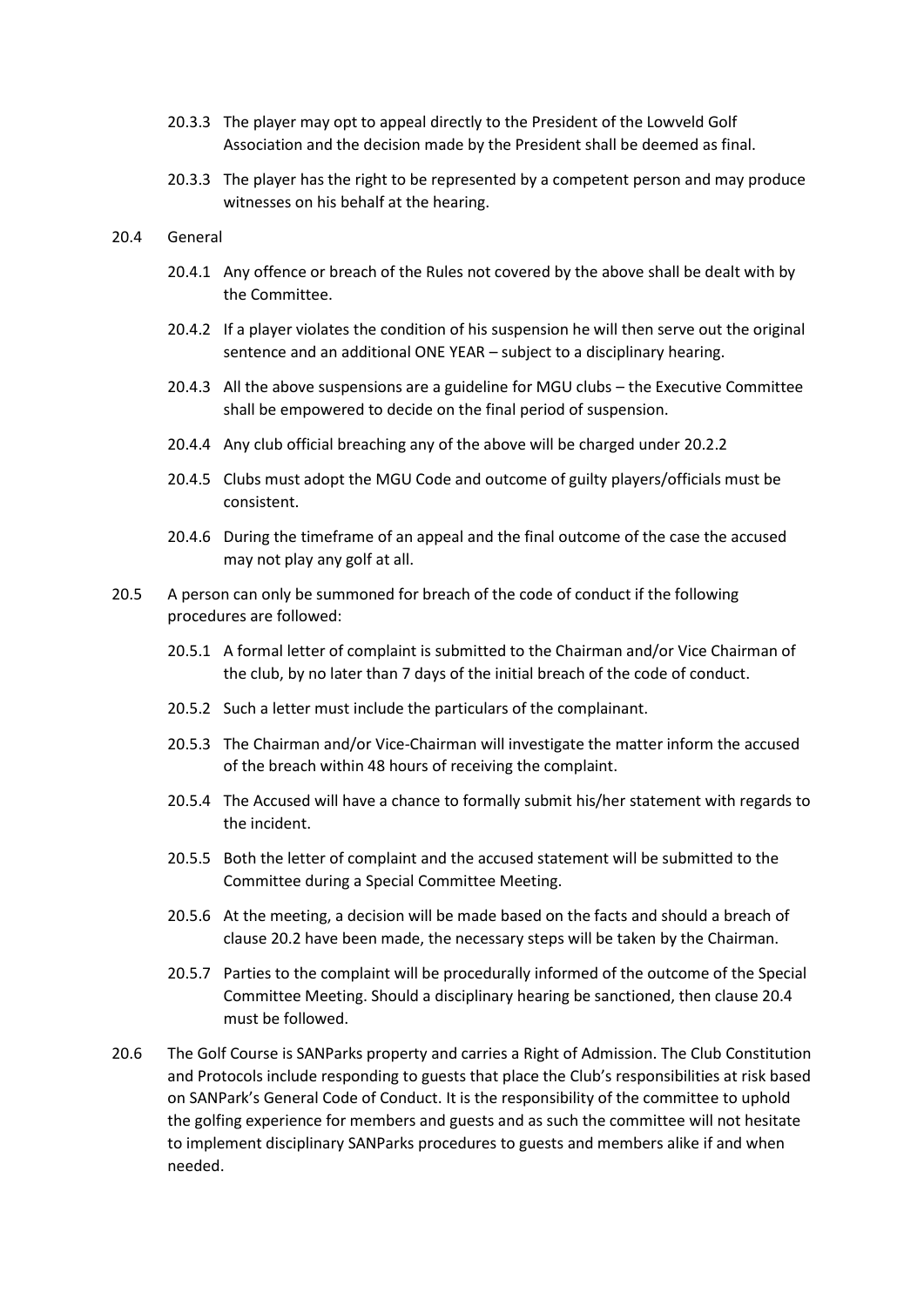20.3.3 The player may opt to appeal directly to the President of the Lowveld Golf Association and the decision made by the President shall be deemed as final.

20.3.3 The player has the right to be represented by a competent person and may produce witnesses on his behalf at the hearing.

20.4 General

20.4.1 Any offence or breach of the Rules not covered by the above shall be dealt with by the Committee.

20.4.2 If a player violates the condition of his suspension he will then serve out the original sentence and an additional ONE YEAR – subject to a disciplinary hearing.

20.4.3 All the above suspensions are a guideline for MGU clubs – the Executive Committee shall be empowered to decide on the final period of suspension.

20.4.4 Any club official breaching any of the above will be charged under 20.2.2

20.4.5 Clubs must adopt the MGU Code and outcome of guilty players/officials must be consistent.

20.4.6 During the timeframe of an appeal and the final outcome of the case the accused may not play any golf at all.

20.5 A person can only be summoned for breach of the code of conduct if the following procedures are followed:

20.5.1 A formal letter of complaint is submitted to the Chairman and/or Vice Chairman of the club, by no later than 7 days of the initial breach of the code of conduct.

20.5.2 Such a letter must include the particulars of the complainant.

20.5.3 The Chairman and/or Vice-Chairman will investigate the matter inform the accused of the breach within 48 hours of receiving the complaint.

20.5.4 The Accused will have a chance to formally submit his/her statement with regards to the incident.

20.5.5 Both the letter of complaint and the accused statement will be submitted to the Committee during a Special Committee Meeting.

20.5.6 At the meeting, a decision will be made based on the facts and should a breach of clause 20.2 have been made, the necessary steps will be taken by the Chairman.

20.5.7 Parties to the complaint will be procedurally informed of the outcome of the Special Committee Meeting. Should a disciplinary hearing be sanctioned, then clause 20.4 must be followed.

20.6 The Golf Course is SANParks property and carries a Right of Admission. The Club Constitution and Protocols include responding to guests that place the Club's responsibilities at risk based on SANPark's General Code of Conduct. It is the responsibility of the committee to uphold the golfing experience for members and guests and as such the committee will not hesitate to implement disciplinary SANParks procedures to guests and members alike if and when needed.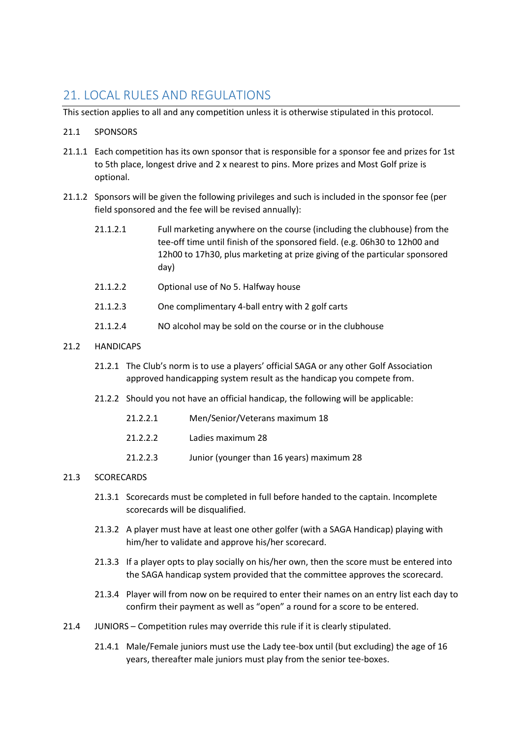## 21. LOCAL RULES AND REGULATIONS

This section applies to all and any competition unless it is otherwise stipulated in this protocol.

21.1 SPONSORS

21.1.1 Each competition has its own sponsor that is responsible for a sponsor fee and prizes for 1st to 5th place, longest drive and 2 x nearest to pins. More prizes and Most Golf prize is optional.

21.1.2 Sponsors will be given the following privileges and such is included in the sponsor fee (per field sponsored and the fee will be revised annually):

- 21.1.2.1 Full marketing anywhere on the course (including the clubhouse) from the tee-off time until finish of the sponsored field. (e.g. 06h30 to 12h00 and 12h00 to 17h30, plus marketing at prize giving of the particular sponsored day)
- 21.1.2.2 Optional use of No 5. Halfway house
- 21.1.2.3 One complimentary 4-ball entry with 2 golf carts
- 21.1.2.4 NO alcohol may be sold on the course or in the clubhouse

21.2 HANDICAPS

- 21.2.1 The Club's norm is to use a players' official SAGA or any other Golf Association approved handicapping system result as the handicap you compete from.
- 21.2.2 Should you not have an official handicap, the following will be applicable:
  - 21.2.2.1 Men/Senior/Veterans maximum 18
  - 21.2.2.2 Ladies maximum 28
  - 21.2.2.3 Junior (younger than 16 years) maximum 28

21.3 SCORECARDS

- 21.3.1 Scorecards must be completed in full before handed to the captain. Incomplete scorecards will be disqualified.
- 21.3.2 A player must have at least one other golfer (with a SAGA Handicap) playing with him/her to validate and approve his/her scorecard.
- 21.3.3 If a player opts to play socially on his/her own, then the score must be entered into the SAGA handicap system provided that the committee approves the scorecard.
- 21.3.4 Player will from now on be required to enter their names on an entry list each day to confirm their payment as well as "open" a round for a score to be entered.

21.4 JUNIORS – Competition rules may override this rule if it is clearly stipulated.

- 21.4.1 Male/Female juniors must use the Lady tee-box until (but excluding) the age of 16 years, thereafter male juniors must play from the senior tee-boxes.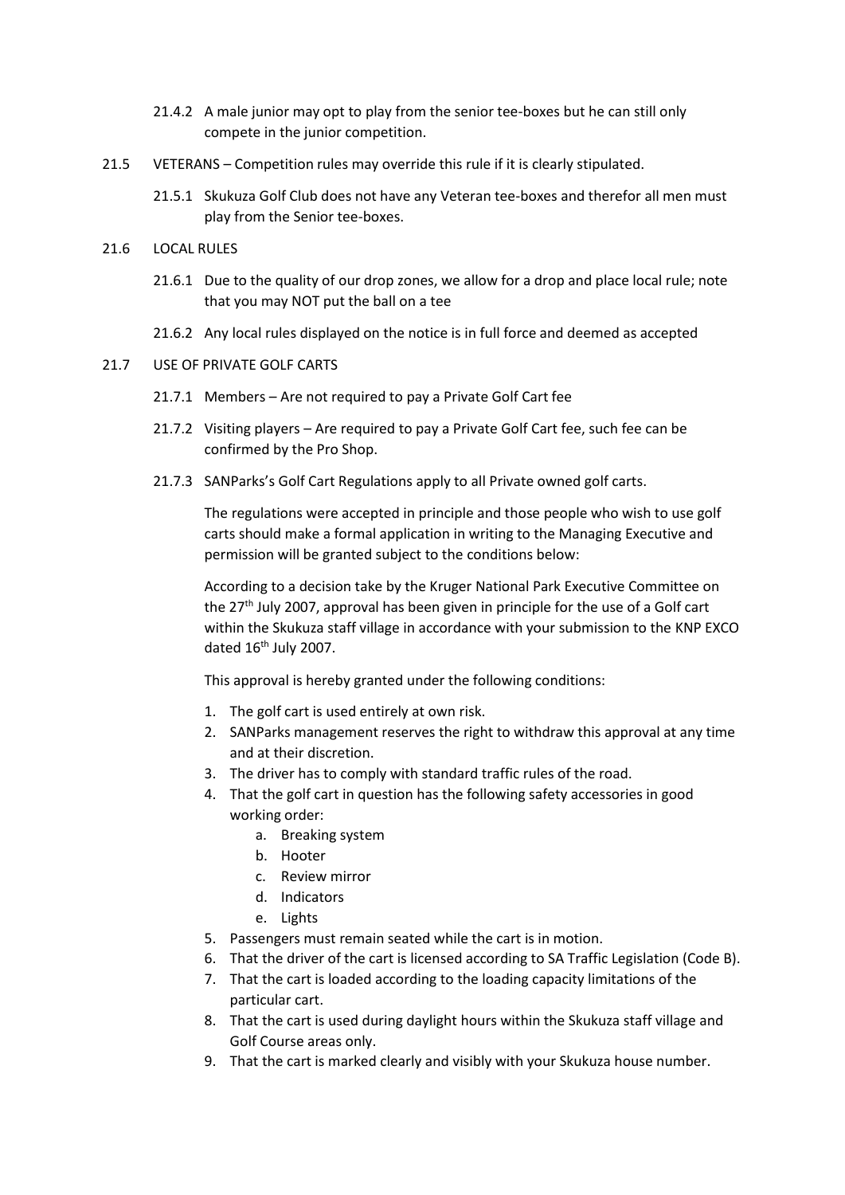21.4.2 A male junior may opt to play from the senior tee-boxes but he can still only compete in the junior competition.

21.5 VETERANS – Competition rules may override this rule if it is clearly stipulated.

21.5.1 Skukuza Golf Club does not have any Veteran tee-boxes and therefor all men must play from the Senior tee-boxes.

21.6 LOCAL RULES

21.6.1 Due to the quality of our drop zones, we allow for a drop and place local rule; note that you may NOT put the ball on a tee

21.6.2 Any local rules displayed on the notice is in full force and deemed as accepted

21.7 USE OF PRIVATE GOLF CARTS

21.7.1 Members – Are not required to pay a Private Golf Cart fee

21.7.2 Visiting players – Are required to pay a Private Golf Cart fee, such fee can be confirmed by the Pro Shop.

21.7.3 SANParks's Golf Cart Regulations apply to all Private owned golf carts.

The regulations were accepted in principle and those people who wish to use golf carts should make a formal application in writing to the Managing Executive and permission will be granted subject to the conditions below:

According to a decision take by the Kruger National Park Executive Committee on the 27th July 2007, approval has been given in principle for the use of a Golf cart within the Skukuza staff village in accordance with your submission to the KNP EXCO dated 16th July 2007.

This approval is hereby granted under the following conditions:

1. The golf cart is used entirely at own risk.
2. SANParks management reserves the right to withdraw this approval at any time and at their discretion.
3. The driver has to comply with standard traffic rules of the road.
4. That the golf cart in question has the following safety accessories in good working order:
   a. Breaking system
   b. Hooter
   c. Review mirror
   d. Indicators
   e. Lights
5. Passengers must remain seated while the cart is in motion.
6. That the driver of the cart is licensed according to SA Traffic Legislation (Code B).
7. That the cart is loaded according to the loading capacity limitations of the particular cart.
8. That the cart is used during daylight hours within the Skukuza staff village and Golf Course areas only.
9. That the cart is marked clearly and visibly with your Skukuza house number.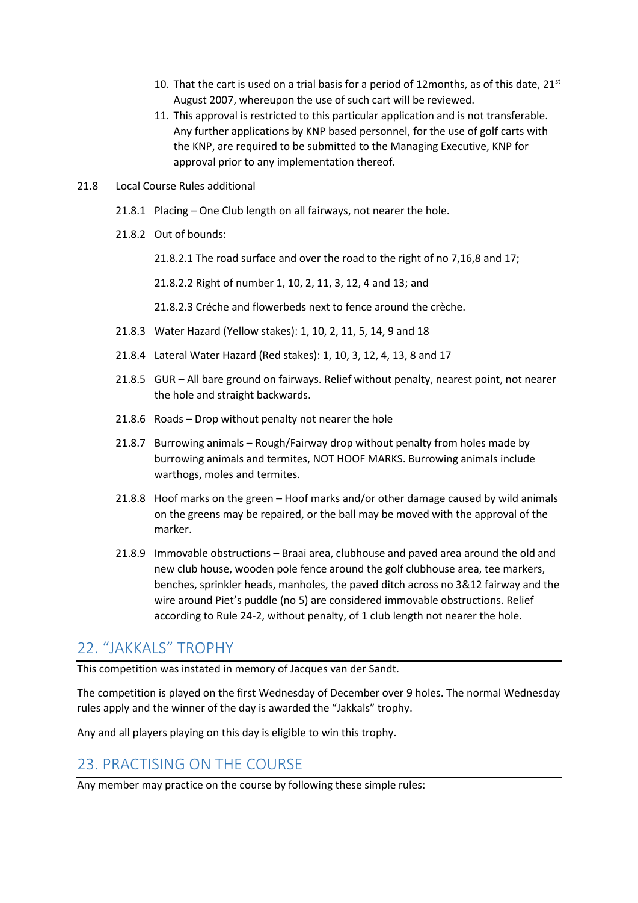10. That the cart is used on a trial basis for a period of 12months, as of this date, 21st August 2007, whereupon the use of such cart will be reviewed.
11. This approval is restricted to this particular application and is not transferable. Any further applications by KNP based personnel, for the use of golf carts with the KNP, are required to be submitted to the Managing Executive, KNP for approval prior to any implementation thereof.

21.8 Local Course Rules additional

21.8.1 Placing – One Club length on all fairways, not nearer the hole.

21.8.2 Out of bounds:

21.8.2.1 The road surface and over the road to the right of no 7,16,8 and 17;

21.8.2.2 Right of number 1, 10, 2, 11, 3, 12, 4 and 13; and

21.8.2.3 Créche and flowerbeds next to fence around the crèche.

21.8.3 Water Hazard (Yellow stakes): 1, 10, 2, 11, 5, 14, 9 and 18

21.8.4 Lateral Water Hazard (Red stakes): 1, 10, 3, 12, 4, 13, 8 and 17

21.8.5 GUR – All bare ground on fairways. Relief without penalty, nearest point, not nearer the hole and straight backwards.

21.8.6 Roads – Drop without penalty not nearer the hole

21.8.7 Burrowing animals – Rough/Fairway drop without penalty from holes made by burrowing animals and termites, NOT HOOF MARKS. Burrowing animals include warthogs, moles and termites.

21.8.8 Hoof marks on the green – Hoof marks and/or other damage caused by wild animals on the greens may be repaired, or the ball may be moved with the approval of the marker.

21.8.9 Immovable obstructions – Braai area, clubhouse and paved area around the old and new club house, wooden pole fence around the golf clubhouse area, tee markers, benches, sprinkler heads, manholes, the paved ditch across no 3&12 fairway and the wire around Piet's puddle (no 5) are considered immovable obstructions. Relief according to Rule 24-2, without penalty, of 1 club length not nearer the hole.

## 22. "JAKKALS" TROPHY

This competition was instated in memory of Jacques van der Sandt.

The competition is played on the first Wednesday of December over 9 holes. The normal Wednesday rules apply and the winner of the day is awarded the "Jakkals" trophy.

Any and all players playing on this day is eligible to win this trophy.

## 23. PRACTISING ON THE COURSE

Any member may practice on the course by following these simple rules: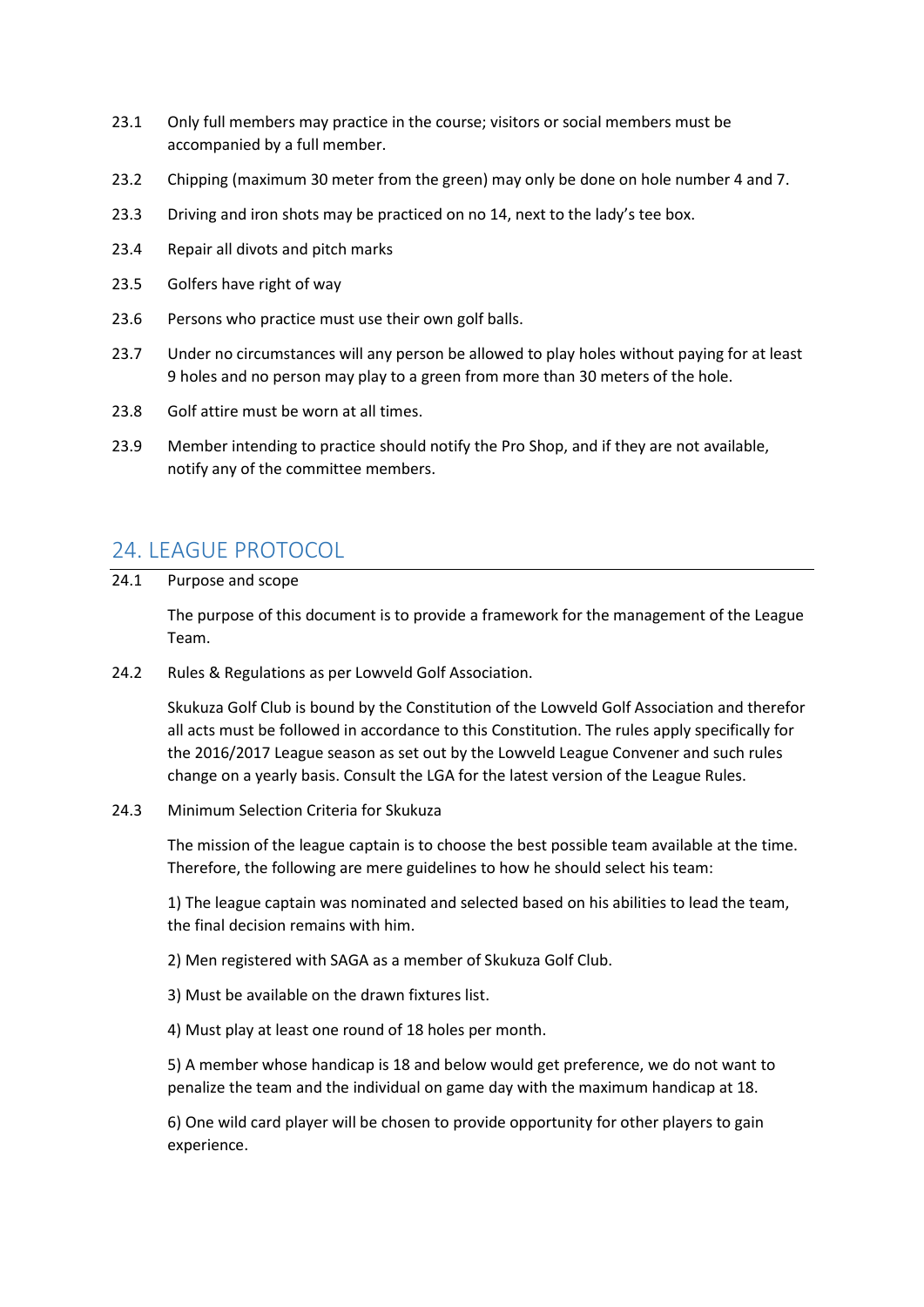23.1 Only full members may practice in the course; visitors or social members must be accompanied by a full member.

23.2 Chipping (maximum 30 meter from the green) may only be done on hole number 4 and 7.

23.3 Driving and iron shots may be practiced on no 14, next to the lady's tee box.

23.4 Repair all divots and pitch marks

23.5 Golfers have right of way

23.6 Persons who practice must use their own golf balls.

23.7 Under no circumstances will any person be allowed to play holes without paying for at least 9 holes and no person may play to a green from more than 30 meters of the hole.

23.8 Golf attire must be worn at all times.

23.9 Member intending to practice should notify the Pro Shop, and if they are not available, notify any of the committee members.

## 24. LEAGUE PROTOCOL

24.1 Purpose and scope

The purpose of this document is to provide a framework for the management of the League Team.

24.2 Rules & Regulations as per Lowveld Golf Association.

Skukuza Golf Club is bound by the Constitution of the Lowveld Golf Association and therefor all acts must be followed in accordance to this Constitution. The rules apply specifically for the 2016/2017 League season as set out by the Lowveld League Convener and such rules change on a yearly basis. Consult the LGA for the latest version of the League Rules.

24.3 Minimum Selection Criteria for Skukuza

The mission of the league captain is to choose the best possible team available at the time. Therefore, the following are mere guidelines to how he should select his team:

1) The league captain was nominated and selected based on his abilities to lead the team, the final decision remains with him.

2) Men registered with SAGA as a member of Skukuza Golf Club.

3) Must be available on the drawn fixtures list.

4) Must play at least one round of 18 holes per month.

5) A member whose handicap is 18 and below would get preference, we do not want to penalize the team and the individual on game day with the maximum handicap at 18.

6) One wild card player will be chosen to provide opportunity for other players to gain experience.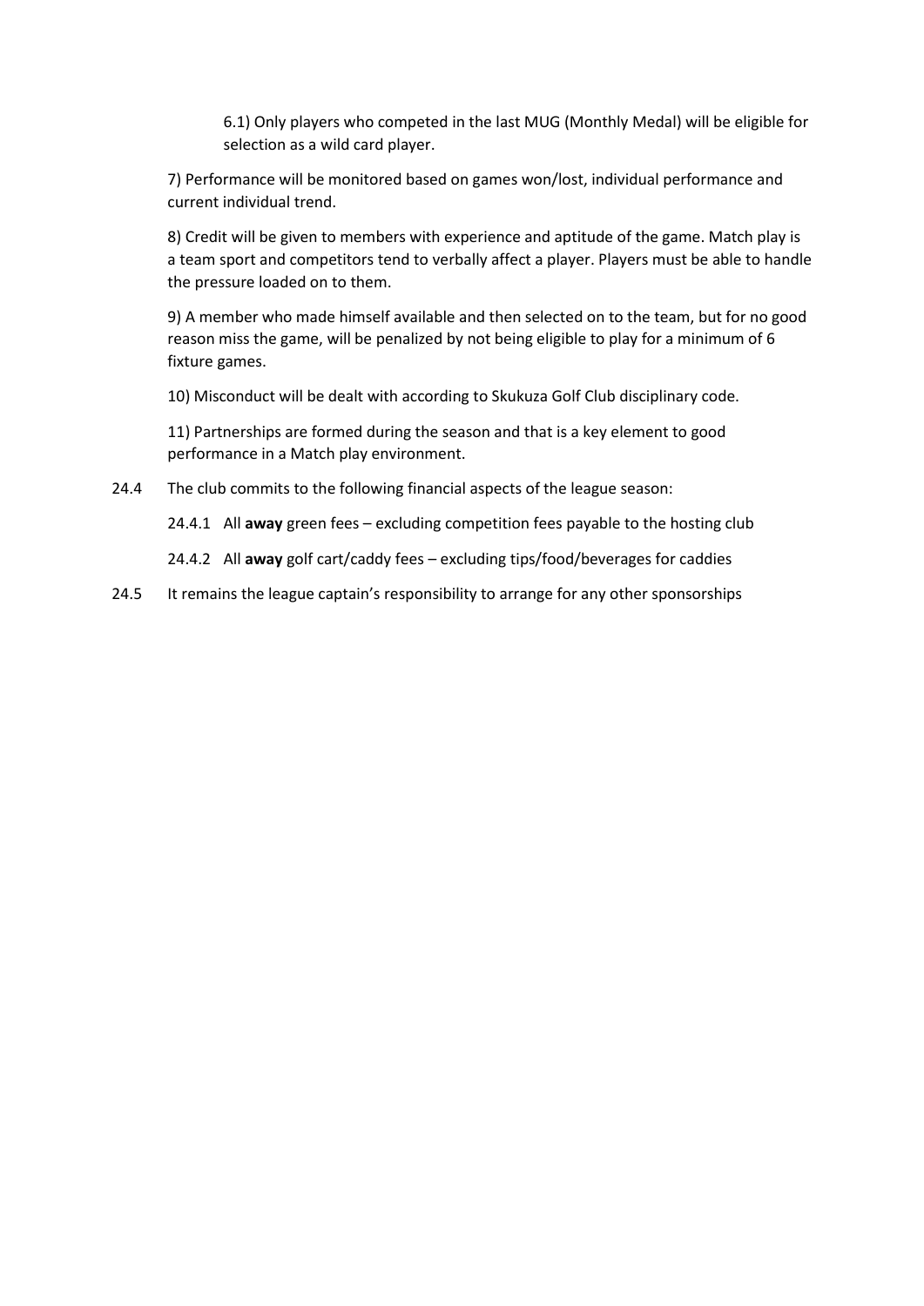6.1) Only players who competed in the last MUG (Monthly Medal) will be eligible for selection as a wild card player.

7) Performance will be monitored based on games won/lost, individual performance and current individual trend.

8) Credit will be given to members with experience and aptitude of the game. Match play is a team sport and competitors tend to verbally affect a player. Players must be able to handle the pressure loaded on to them.

9) A member who made himself available and then selected on to the team, but for no good reason miss the game, will be penalized by not being eligible to play for a minimum of 6 fixture games.

10) Misconduct will be dealt with according to Skukuza Golf Club disciplinary code.

11) Partnerships are formed during the season and that is a key element to good performance in a Match play environment.

24.4 The club commits to the following financial aspects of the league season:

24.4.1 All **away** green fees – excluding competition fees payable to the hosting club

24.4.2 All **away** golf cart/caddy fees – excluding tips/food/beverages for caddies

24.5 It remains the league captain's responsibility to arrange for any other sponsorships